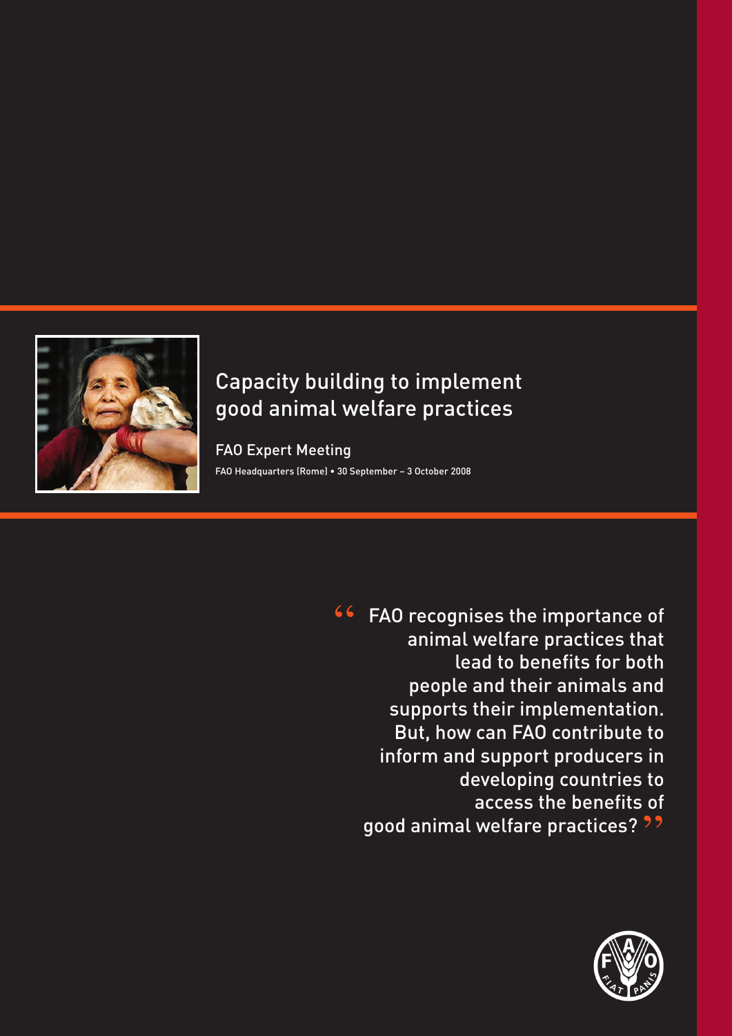# Capacity building to implement good animal welfare practices

## FAO Expert Meeting

FAO Headquarters (Rome) • 30 September – 3 October 2008

> "FAO recognises the importance of animal welfare practices that lead to benefits for both people and their animals and supports their implementation. But, how can FAO contribute to inform and support producers in developing countries to access the benefits of good animal welfare practices?"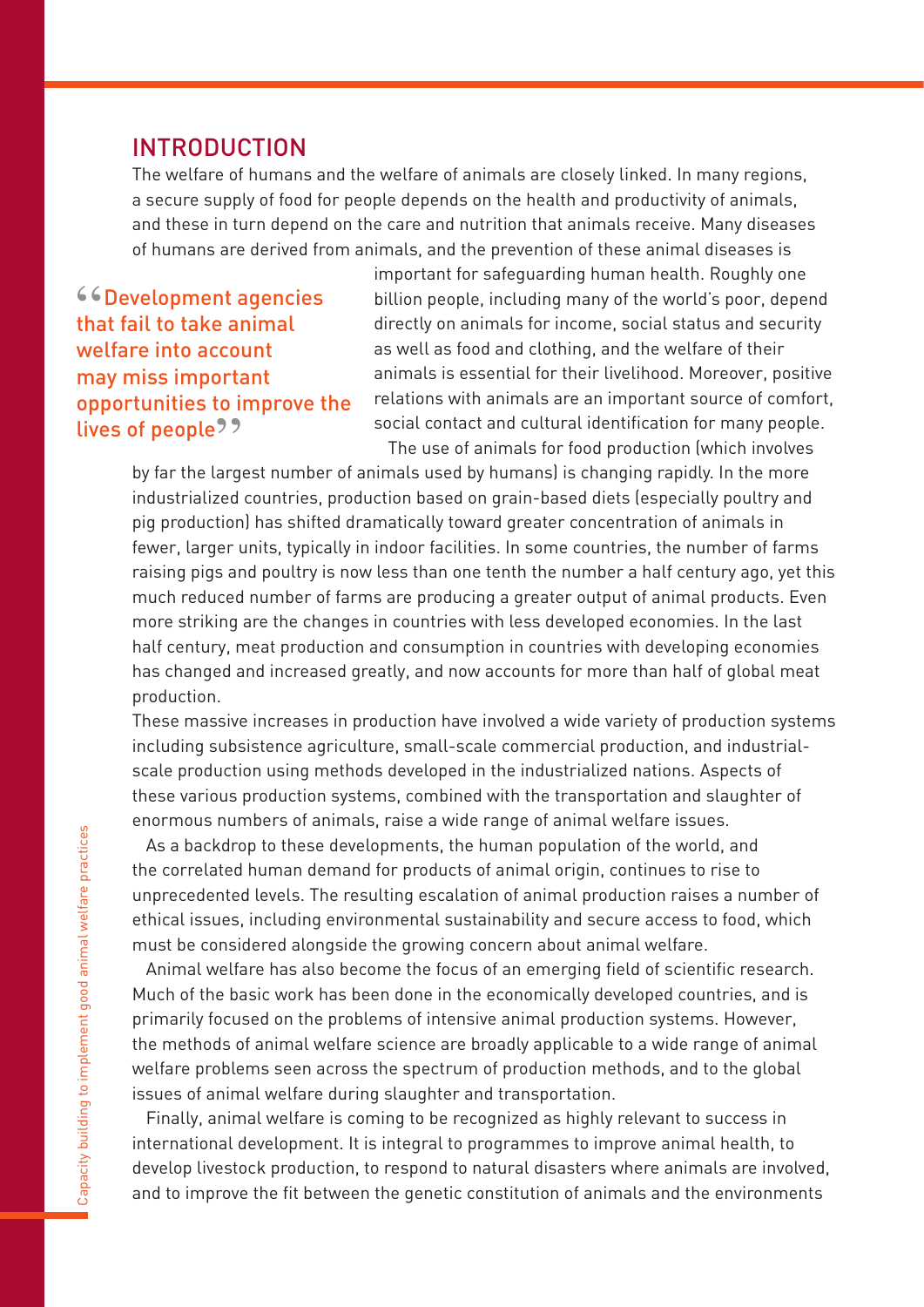## INTRODUCTION

The welfare of humans and the welfare of animals are closely linked. In many regions, a secure supply of food for people depends on the health and productivity of animals, and these in turn depend on the care and nutrition that animals receive. Many diseases of humans are derived from animals, and the prevention of these animal diseases is important for safeguarding human health. Roughly one billion people, including many of the world's poor, depend directly on animals for income, social status and security as well as food and clothing, and the welfare of their animals is essential for their livelihood. Moreover, positive relations with animals are an important source of comfort, social contact and cultural identification for many people.

> "Development agencies that fail to take animal welfare into account may miss important opportunities to improve the lives of people"

The use of animals for food production (which involves by far the largest number of animals used by humans) is changing rapidly. In the more industrialized countries, production based on grain-based diets (especially poultry and pig production) has shifted dramatically toward greater concentration of animals in fewer, larger units, typically in indoor facilities. In some countries, the number of farms raising pigs and poultry is now less than one tenth the number a half century ago, yet this much reduced number of farms are producing a greater output of animal products. Even more striking are the changes in countries with less developed economies. In the last half century, meat production and consumption in countries with developing economies has changed and increased greatly, and now accounts for more than half of global meat production.

These massive increases in production have involved a wide variety of production systems including subsistence agriculture, small-scale commercial production, and industrial-scale production using methods developed in the industrialized nations. Aspects of these various production systems, combined with the transportation and slaughter of enormous numbers of animals, raise a wide range of animal welfare issues.

As a backdrop to these developments, the human population of the world, and the correlated human demand for products of animal origin, continues to rise to unprecedented levels. The resulting escalation of animal production raises a number of ethical issues, including environmental sustainability and secure access to food, which must be considered alongside the growing concern about animal welfare.

Animal welfare has also become the focus of an emerging field of scientific research. Much of the basic work has been done in the economically developed countries, and is primarily focused on the problems of intensive animal production systems. However, the methods of animal welfare science are broadly applicable to a wide range of animal welfare problems seen across the spectrum of production methods, and to the global issues of animal welfare during slaughter and transportation.

Finally, animal welfare is coming to be recognized as highly relevant to success in international development. It is integral to programmes to improve animal health, to develop livestock production, to respond to natural disasters where animals are involved, and to improve the fit between the genetic constitution of animals and the environments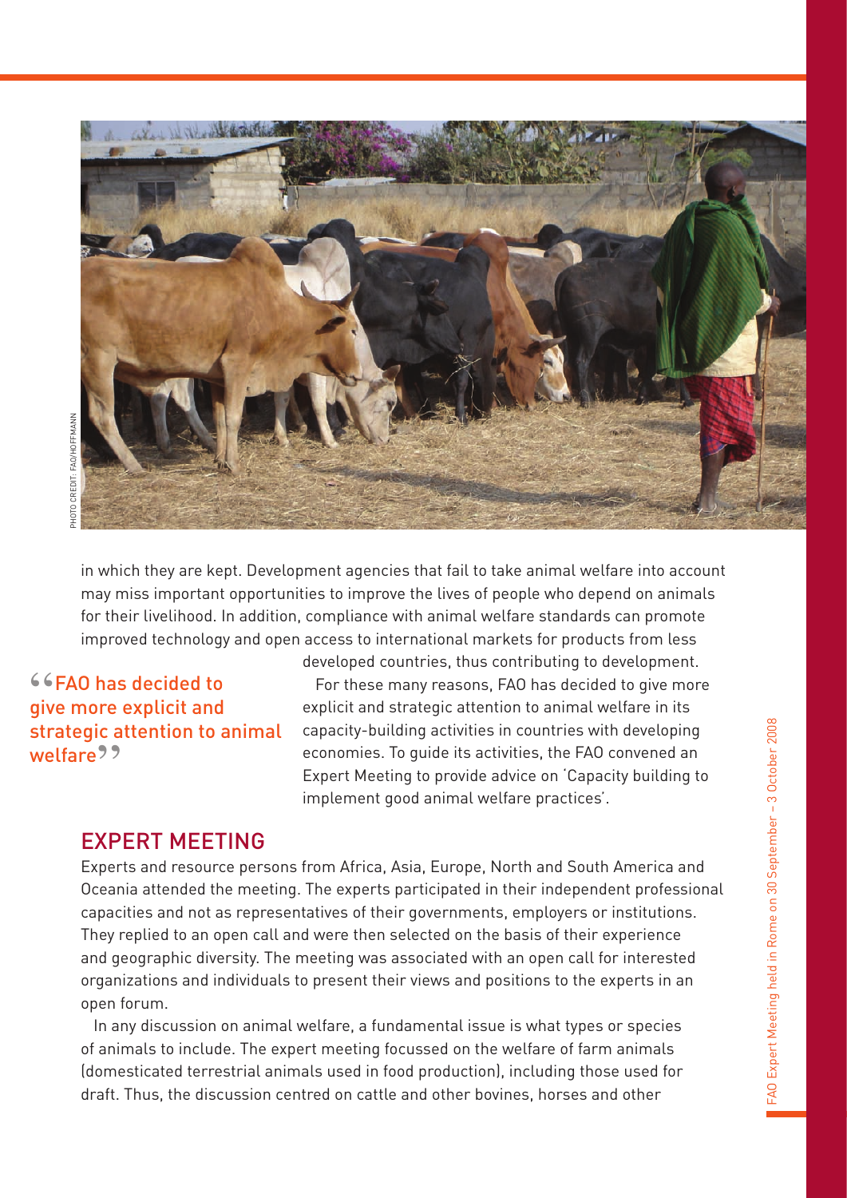in which they are kept. Development agencies that fail to take animal welfare into account may miss important opportunities to improve the lives of people who depend on animals for their livelihood. In addition, compliance with animal welfare standards can promote improved technology and open access to international markets for products from less developed countries, thus contributing to development.

> "FAO has decided to give more explicit and strategic attention to animal welfare"

For these many reasons, FAO has decided to give more explicit and strategic attention to animal welfare in its capacity-building activities in countries with developing economies. To guide its activities, the FAO convened an Expert Meeting to provide advice on 'Capacity building to implement good animal welfare practices'.

## EXPERT MEETING

Experts and resource persons from Africa, Asia, Europe, North and South America and Oceania attended the meeting. The experts participated in their independent professional capacities and not as representatives of their governments, employers or institutions. They replied to an open call and were then selected on the basis of their experience and geographic diversity. The meeting was associated with an open call for interested organizations and individuals to present their views and positions to the experts in an open forum.

In any discussion on animal welfare, a fundamental issue is what types or species of animals to include. The expert meeting focussed on the welfare of farm animals (domesticated terrestrial animals used in food production), including those used for draft. Thus, the discussion centred on cattle and other bovines, horses and other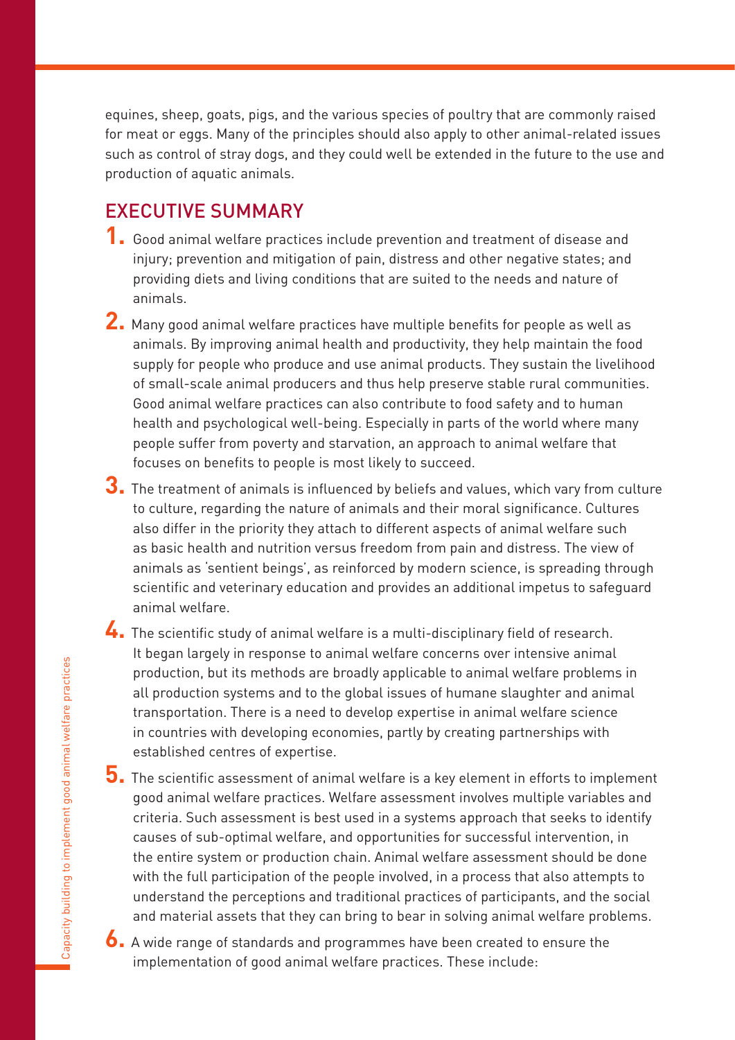equines, sheep, goats, pigs, and the various species of poultry that are commonly raised for meat or eggs. Many of the principles should also apply to other animal-related issues such as control of stray dogs, and they could well be extended in the future to the use and production of aquatic animals.

## EXECUTIVE SUMMARY

1. Good animal welfare practices include prevention and treatment of disease and injury; prevention and mitigation of pain, distress and other negative states; and providing diets and living conditions that are suited to the needs and nature of animals.

2. Many good animal welfare practices have multiple benefits for people as well as animals. By improving animal health and productivity, they help maintain the food supply for people who produce and use animal products. They sustain the livelihood of small-scale animal producers and thus help preserve stable rural communities. Good animal welfare practices can also contribute to food safety and to human health and psychological well-being. Especially in parts of the world where many people suffer from poverty and starvation, an approach to animal welfare that focuses on benefits to people is most likely to succeed.

3. The treatment of animals is influenced by beliefs and values, which vary from culture to culture, regarding the nature of animals and their moral significance. Cultures also differ in the priority they attach to different aspects of animal welfare such as basic health and nutrition versus freedom from pain and distress. The view of animals as 'sentient beings', as reinforced by modern science, is spreading through scientific and veterinary education and provides an additional impetus to safeguard animal welfare.

4. The scientific study of animal welfare is a multi-disciplinary field of research. It began largely in response to animal welfare concerns over intensive animal production, but its methods are broadly applicable to animal welfare problems in all production systems and to the global issues of humane slaughter and animal transportation. There is a need to develop expertise in animal welfare science in countries with developing economies, partly by creating partnerships with established centres of expertise.

5. The scientific assessment of animal welfare is a key element in efforts to implement good animal welfare practices. Welfare assessment involves multiple variables and criteria. Such assessment is best used in a systems approach that seeks to identify causes of sub-optimal welfare, and opportunities for successful intervention, in the entire system or production chain. Animal welfare assessment should be done with the full participation of the people involved, in a process that also attempts to understand the perceptions and traditional practices of participants, and the social and material assets that they can bring to bear in solving animal welfare problems.

6. A wide range of standards and programmes have been created to ensure the implementation of good animal welfare practices. These include: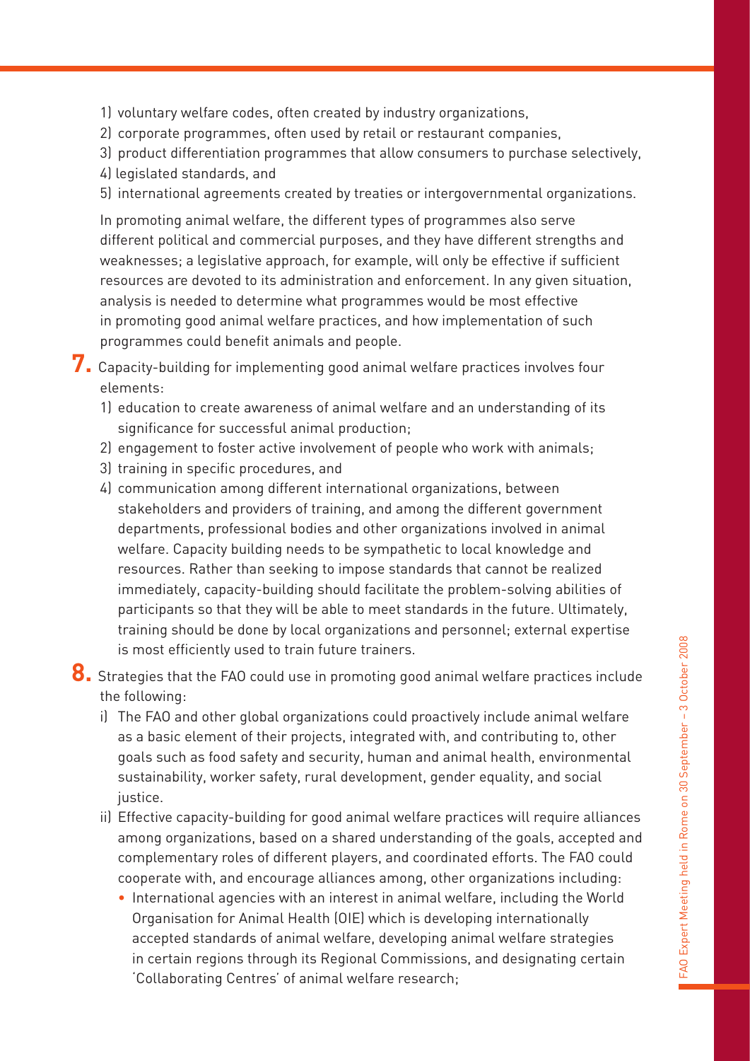1) voluntary welfare codes, often created by industry organizations,
2) corporate programmes, often used by retail or restaurant companies,
3) product differentiation programmes that allow consumers to purchase selectively,
4) legislated standards, and
5) international agreements created by treaties or intergovernmental organizations.

In promoting animal welfare, the different types of programmes also serve different political and commercial purposes, and they have different strengths and weaknesses; a legislative approach, for example, will only be effective if sufficient resources are devoted to its administration and enforcement. In any given situation, analysis is needed to determine what programmes would be most effective in promoting good animal welfare practices, and how implementation of such programmes could benefit animals and people.

**7.** Capacity-building for implementing good animal welfare practices involves four elements:

1) education to create awareness of animal welfare and an understanding of its significance for successful animal production;
2) engagement to foster active involvement of people who work with animals;
3) training in specific procedures, and
4) communication among different international organizations, between stakeholders and providers of training, and among the different government departments, professional bodies and other organizations involved in animal welfare. Capacity building needs to be sympathetic to local knowledge and resources. Rather than seeking to impose standards that cannot be realized immediately, capacity-building should facilitate the problem-solving abilities of participants so that they will be able to meet standards in the future. Ultimately, training should be done by local organizations and personnel; external expertise is most efficiently used to train future trainers.

**8.** Strategies that the FAO could use in promoting good animal welfare practices include the following:

i) The FAO and other global organizations could proactively include animal welfare as a basic element of their projects, integrated with, and contributing to, other goals such as food safety and security, human and animal health, environmental sustainability, worker safety, rural development, gender equality, and social justice.

ii) Effective capacity-building for good animal welfare practices will require alliances among organizations, based on a shared understanding of the goals, accepted and complementary roles of different players, and coordinated efforts. The FAO could cooperate with, and encourage alliances among, other organizations including:

- International agencies with an interest in animal welfare, including the World Organisation for Animal Health (OIE) which is developing internationally accepted standards of animal welfare, developing animal welfare strategies in certain regions through its Regional Commissions, and designating certain 'Collaborating Centres' of animal welfare research;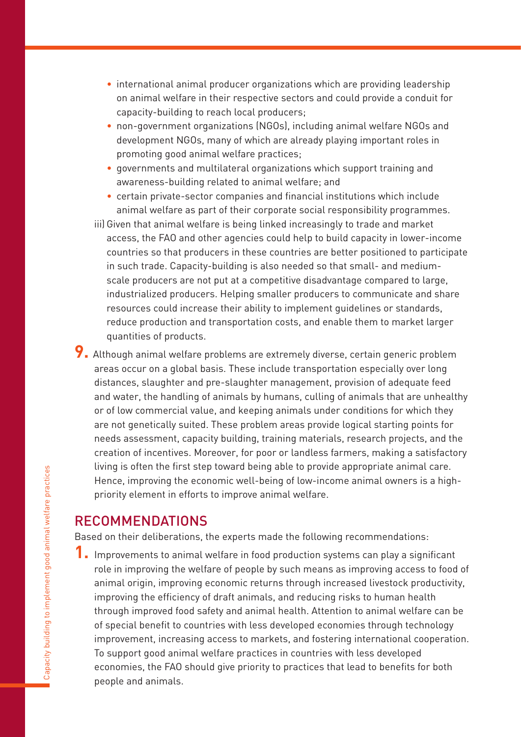- international animal producer organizations which are providing leadership on animal welfare in their respective sectors and could provide a conduit for capacity-building to reach local producers;
- non-government organizations (NGOs), including animal welfare NGOs and development NGOs, many of which are already playing important roles in promoting good animal welfare practices;
- governments and multilateral organizations which support training and awareness-building related to animal welfare; and
- certain private-sector companies and financial institutions which include animal welfare as part of their corporate social responsibility programmes.

iii) Given that animal welfare is being linked increasingly to trade and market access, the FAO and other agencies could help to build capacity in lower-income countries so that producers in these countries are better positioned to participate in such trade. Capacity-building is also needed so that small- and medium-scale producers are not put at a competitive disadvantage compared to large, industrialized producers. Helping smaller producers to communicate and share resources could increase their ability to implement guidelines or standards, reduce production and transportation costs, and enable them to market larger quantities of products.

**9.** Although animal welfare problems are extremely diverse, certain generic problem areas occur on a global basis. These include transportation especially over long distances, slaughter and pre-slaughter management, provision of adequate feed and water, the handling of animals by humans, culling of animals that are unhealthy or of low commercial value, and keeping animals under conditions for which they are not genetically suited. These problem areas provide logical starting points for needs assessment, capacity building, training materials, research projects, and the creation of incentives. Moreover, for poor or landless farmers, making a satisfactory living is often the first step toward being able to provide appropriate animal care. Hence, improving the economic well-being of low-income animal owners is a high-priority element in efforts to improve animal welfare.

## RECOMMENDATIONS

Based on their deliberations, the experts made the following recommendations:

**1.** Improvements to animal welfare in food production systems can play a significant role in improving the welfare of people by such means as improving access to food of animal origin, improving economic returns through increased livestock productivity, improving the efficiency of draft animals, and reducing risks to human health through improved food safety and animal health. Attention to animal welfare can be of special benefit to countries with less developed economies through technology improvement, increasing access to markets, and fostering international cooperation. To support good animal welfare practices in countries with less developed economies, the FAO should give priority to practices that lead to benefits for both people and animals.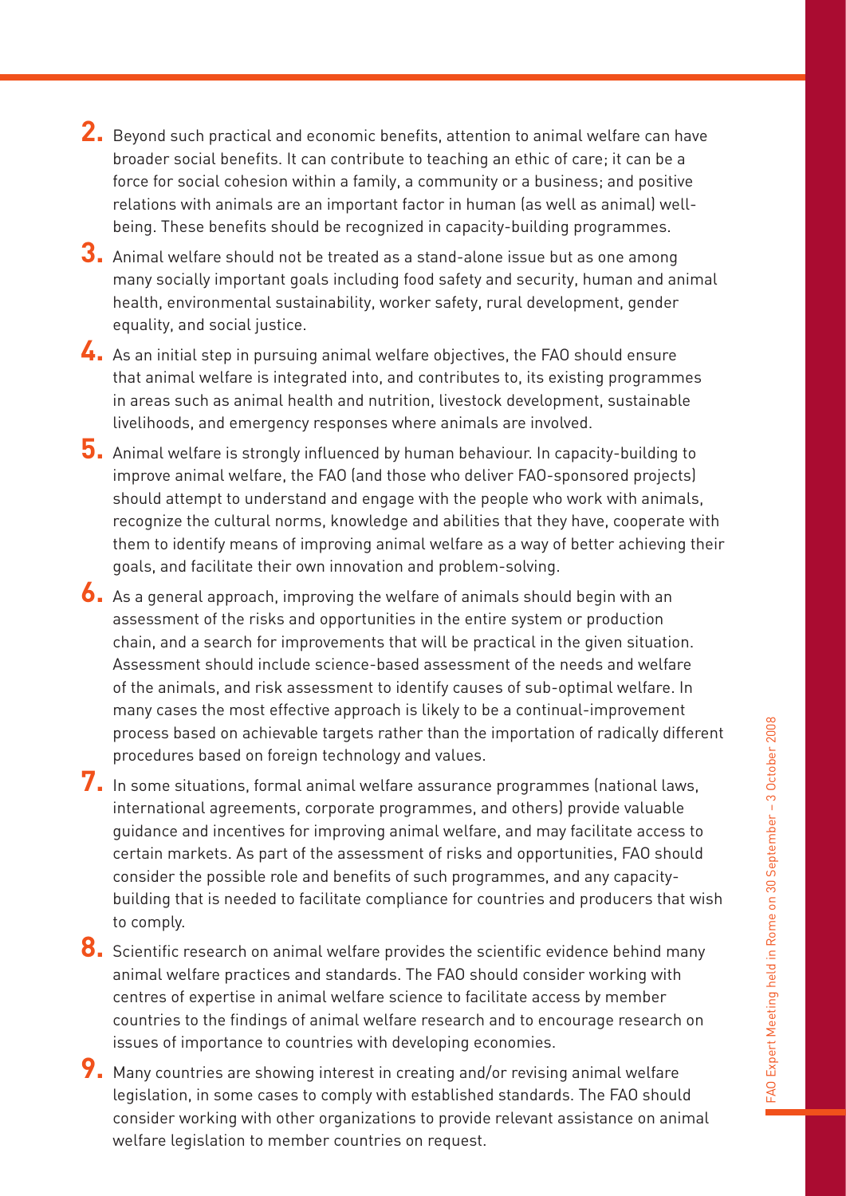2. Beyond such practical and economic benefits, attention to animal welfare can have broader social benefits. It can contribute to teaching an ethic of care; it can be a force for social cohesion within a family, a community or a business; and positive relations with animals are an important factor in human (as well as animal) well-being. These benefits should be recognized in capacity-building programmes.

3. Animal welfare should not be treated as a stand-alone issue but as one among many socially important goals including food safety and security, human and animal health, environmental sustainability, worker safety, rural development, gender equality, and social justice.

4. As an initial step in pursuing animal welfare objectives, the FAO should ensure that animal welfare is integrated into, and contributes to, its existing programmes in areas such as animal health and nutrition, livestock development, sustainable livelihoods, and emergency responses where animals are involved.

5. Animal welfare is strongly influenced by human behaviour. In capacity-building to improve animal welfare, the FAO (and those who deliver FAO-sponsored projects) should attempt to understand and engage with the people who work with animals, recognize the cultural norms, knowledge and abilities that they have, cooperate with them to identify means of improving animal welfare as a way of better achieving their goals, and facilitate their own innovation and problem-solving.

6. As a general approach, improving the welfare of animals should begin with an assessment of the risks and opportunities in the entire system or production chain, and a search for improvements that will be practical in the given situation. Assessment should include science-based assessment of the needs and welfare of the animals, and risk assessment to identify causes of sub-optimal welfare. In many cases the most effective approach is likely to be a continual-improvement process based on achievable targets rather than the importation of radically different procedures based on foreign technology and values.

7. In some situations, formal animal welfare assurance programmes (national laws, international agreements, corporate programmes, and others) provide valuable guidance and incentives for improving animal welfare, and may facilitate access to certain markets. As part of the assessment of risks and opportunities, FAO should consider the possible role and benefits of such programmes, and any capacity-building that is needed to facilitate compliance for countries and producers that wish to comply.

8. Scientific research on animal welfare provides the scientific evidence behind many animal welfare practices and standards. The FAO should consider working with centres of expertise in animal welfare science to facilitate access by member countries to the findings of animal welfare research and to encourage research on issues of importance to countries with developing economies.

9. Many countries are showing interest in creating and/or revising animal welfare legislation, in some cases to comply with established standards. The FAO should consider working with other organizations to provide relevant assistance on animal welfare legislation to member countries on request.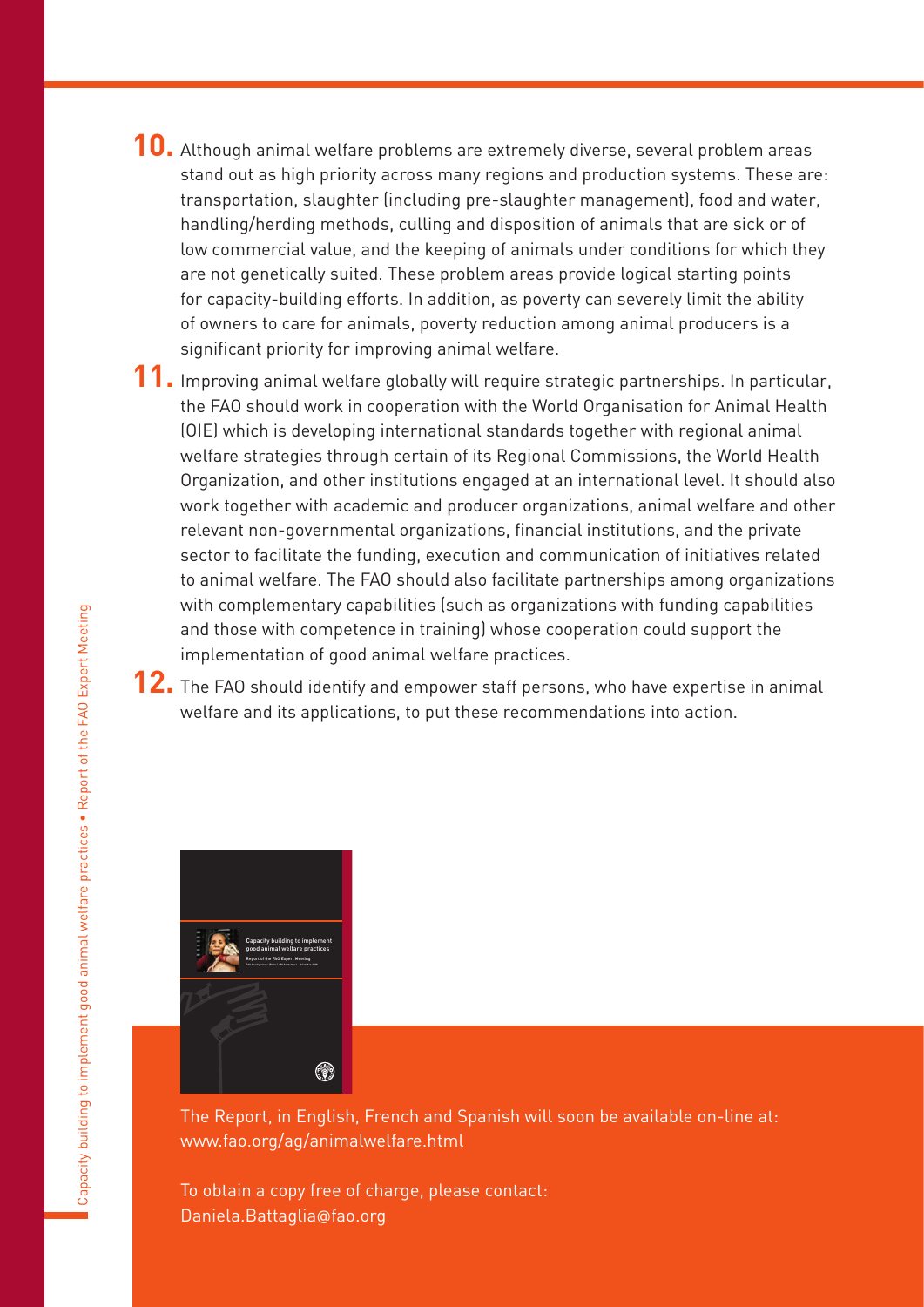10. Although animal welfare problems are extremely diverse, several problem areas stand out as high priority across many regions and production systems. These are: transportation, slaughter (including pre-slaughter management), food and water, handling/herding methods, culling and disposition of animals that are sick or of low commercial value, and the keeping of animals under conditions for which they are not genetically suited. These problem areas provide logical starting points for capacity-building efforts. In addition, as poverty can severely limit the ability of owners to care for animals, poverty reduction among animal producers is a significant priority for improving animal welfare.

11. Improving animal welfare globally will require strategic partnerships. In particular, the FAO should work in cooperation with the World Organisation for Animal Health (OIE) which is developing international standards together with regional animal welfare strategies through certain of its Regional Commissions, the World Health Organization, and other institutions engaged at an international level. It should also work together with academic and producer organizations, animal welfare and other relevant non-governmental organizations, financial institutions, and the private sector to facilitate the funding, execution and communication of initiatives related to animal welfare. The FAO should also facilitate partnerships among organizations with complementary capabilities (such as organizations with funding capabilities and those with competence in training) whose cooperation could support the implementation of good animal welfare practices.

12. The FAO should identify and empower staff persons, who have expertise in animal welfare and its applications, to put these recommendations into action.

The Report, in English, French and Spanish will soon be available on-line at: www.fao.org/ag/animalwelfare.html

To obtain a copy free of charge, please contact: Daniela.Battaglia@fao.org